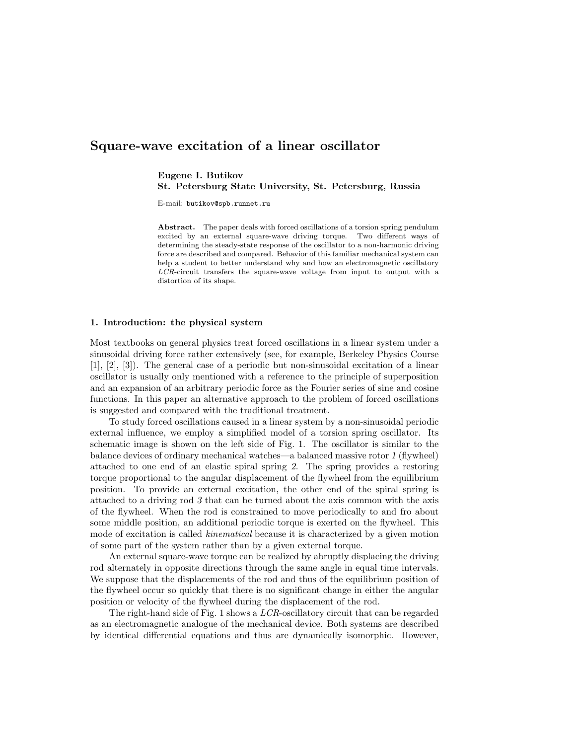# Square-wave excitation of a linear oscillator

**Eugene I. Butikov**
**St. Petersburg State University, St. Petersburg, Russia**

E-mail: `butikov@spb.runnet.ru`

**Abstract.** The paper deals with forced oscillations of a torsion spring pendulum excited by an external square-wave driving torque. Two different ways of determining the steady-state response of the oscillator to a non-harmonic driving force are described and compared. Behavior of this familiar mechanical system can help a student to better understand why and how an electromagnetic oscillatory *LCR*-circuit transfers the square-wave voltage from input to output with a distortion of its shape.

## 1. Introduction: the physical system

Most textbooks on general physics treat forced oscillations in a linear system under a sinusoidal driving force rather extensively (see, for example, Berkeley Physics Course [1], [2], [3]). The general case of a periodic but non-sinusoidal excitation of a linear oscillator is usually only mentioned with a reference to the principle of superposition and an expansion of an arbitrary periodic force as the Fourier series of sine and cosine functions. In this paper an alternative approach to the problem of forced oscillations is suggested and compared with the traditional treatment.

To study forced oscillations caused in a linear system by a non-sinusoidal periodic external influence, we employ a simplified model of a torsion spring oscillator. Its schematic image is shown on the left side of Fig. 1. The oscillator is similar to the balance devices of ordinary mechanical watches—a balanced massive rotor *1* (flywheel) attached to one end of an elastic spiral spring *2*. The spring provides a restoring torque proportional to the angular displacement of the flywheel from the equilibrium position. To provide an external excitation, the other end of the spiral spring is attached to a driving rod *3* that can be turned about the axis common with the axis of the flywheel. When the rod is constrained to move periodically to and fro about some middle position, an additional periodic torque is exerted on the flywheel. This mode of excitation is called *kinematical* because it is characterized by a given motion of some part of the system rather than by a given external torque.

An external square-wave torque can be realized by abruptly displacing the driving rod alternately in opposite directions through the same angle in equal time intervals. We suppose that the displacements of the rod and thus of the equilibrium position of the flywheel occur so quickly that there is no significant change in either the angular position or velocity of the flywheel during the displacement of the rod.

The right-hand side of Fig. 1 shows a *LCR*-oscillatory circuit that can be regarded as an electromagnetic analogue of the mechanical device. Both systems are described by identical differential equations and thus are dynamically isomorphic. However,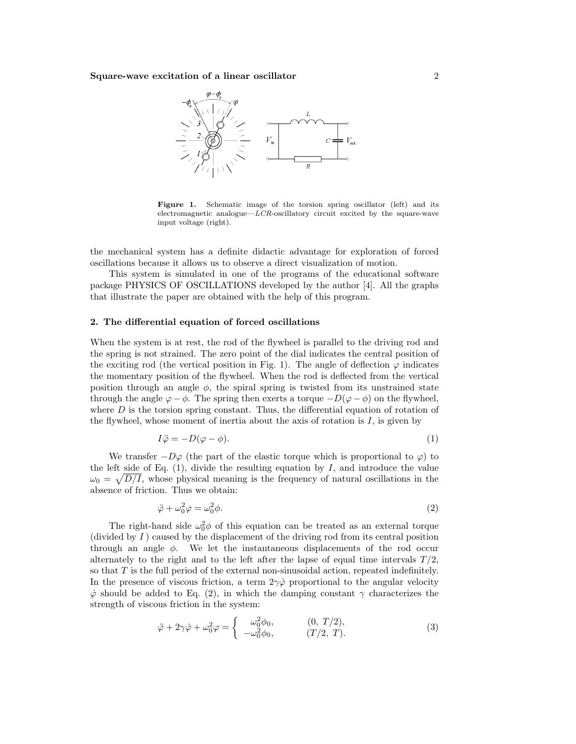**Figure 1.** Schematic image of the torsion spring oscillator (left) and its electromagnetic analogue—$LCR$-oscillatory circuit excited by the square-wave input voltage (right).

the mechanical system has a definite didactic advantage for exploration of forced oscillations because it allows us to observe a direct visualization of motion.

This system is simulated in one of the programs of the educational software package PHYSICS OF OSCILLATIONS developed by the author [4]. All the graphs that illustrate the paper are obtained with the help of this program.

## 2. The differential equation of forced oscillations

When the system is at rest, the rod of the flywheel is parallel to the driving rod and the spring is not strained. The zero point of the dial indicates the central position of the exciting rod (the vertical position in Fig. 1). The angle of deflection $\varphi$ indicates the momentary position of the flywheel. When the rod is deflected from the vertical position through an angle $\phi$, the spiral spring is twisted from its unstrained state through the angle $\varphi - \phi$. The spring then exerts a torque $-D(\varphi - \phi)$ on the flywheel, where $D$ is the torsion spring constant. Thus, the differential equation of rotation of the flywheel, whose moment of inertia about the axis of rotation is $I$, is given by

$$I\ddot{\varphi} = -D(\varphi - \phi). \tag{1}$$

We transfer $-D\varphi$ (the part of the elastic torque which is proportional to $\varphi$) to the left side of Eq. (1), divide the resulting equation by $I$, and introduce the value $\omega_0 = \sqrt{D/I}$, whose physical meaning is the frequency of natural oscillations in the absence of friction. Thus we obtain:

$$\ddot{\varphi} + \omega_0^2\varphi = \omega_0^2\phi. \tag{2}$$

The right-hand side $\omega_0^2\phi$ of this equation can be treated as an external torque (divided by $I$ ) caused by the displacement of the driving rod from its central position through an angle $\phi$. We let the instantaneous displacements of the rod occur alternately to the right and to the left after the lapse of equal time intervals $T/2$, so that $T$ is the full period of the external non-sinusoidal action, repeated indefinitely. In the presence of viscous friction, a term $2\gamma\dot{\varphi}$ proportional to the angular velocity $\dot{\varphi}$ should be added to Eq. (2), in which the damping constant $\gamma$ characterizes the strength of viscous friction in the system:

$$\ddot{\varphi} + 2\gamma\dot{\varphi} + \omega_0^2\varphi = \begin{cases} \omega_0^2\phi_0, & (0,\ T/2), \\ -\omega_0^2\phi_0, & (T/2,\ T). \end{cases} \tag{3}$$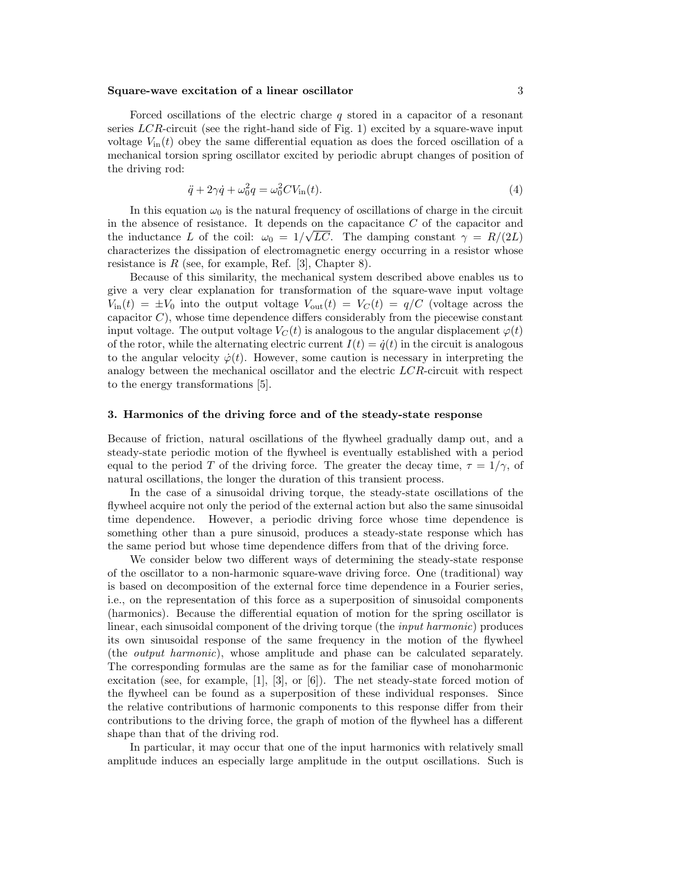Forced oscillations of the electric charge $q$ stored in a capacitor of a resonant series $LCR$-circuit (see the right-hand side of Fig. 1) excited by a square-wave input voltage $V_{\rm in}(t)$ obey the same differential equation as does the forced oscillation of a mechanical torsion spring oscillator excited by periodic abrupt changes of position of the driving rod:

$$\ddot{q} + 2\gamma\dot{q} + \omega_0^2 q = \omega_0^2 C V_{\rm in}(t). \tag{4}$$

In this equation $\omega_0$ is the natural frequency of oscillations of charge in the circuit in the absence of resistance. It depends on the capacitance $C$ of the capacitor and the inductance $L$ of the coil: $\omega_0 = 1/\sqrt{LC}$. The damping constant $\gamma = R/(2L)$ characterizes the dissipation of electromagnetic energy occurring in a resistor whose resistance is $R$ (see, for example, Ref. [3], Chapter 8).

Because of this similarity, the mechanical system described above enables us to give a very clear explanation for transformation of the square-wave input voltage $V_{\rm in}(t) = \pm V_0$ into the output voltage $V_{\rm out}(t) = V_C(t) = q/C$ (voltage across the capacitor $C$), whose time dependence differs considerably from the piecewise constant input voltage. The output voltage $V_C(t)$ is analogous to the angular displacement $\varphi(t)$ of the rotor, while the alternating electric current $I(t) = \dot{q}(t)$ in the circuit is analogous to the angular velocity $\dot{\varphi}(t)$. However, some caution is necessary in interpreting the analogy between the mechanical oscillator and the electric $LCR$-circuit with respect to the energy transformations [5].

## 3. Harmonics of the driving force and of the steady-state response

Because of friction, natural oscillations of the flywheel gradually damp out, and a steady-state periodic motion of the flywheel is eventually established with a period equal to the period $T$ of the driving force. The greater the decay time, $\tau = 1/\gamma$, of natural oscillations, the longer the duration of this transient process.

In the case of a sinusoidal driving torque, the steady-state oscillations of the flywheel acquire not only the period of the external action but also the same sinusoidal time dependence. However, a periodic driving force whose time dependence is something other than a pure sinusoid, produces a steady-state response which has the same period but whose time dependence differs from that of the driving force.

We consider below two different ways of determining the steady-state response of the oscillator to a non-harmonic square-wave driving force. One (traditional) way is based on decomposition of the external force time dependence in a Fourier series, i.e., on the representation of this force as a superposition of sinusoidal components (harmonics). Because the differential equation of motion for the spring oscillator is linear, each sinusoidal component of the driving torque (the *input harmonic*) produces its own sinusoidal response of the same frequency in the motion of the flywheel (the *output harmonic*), whose amplitude and phase can be calculated separately. The corresponding formulas are the same as for the familiar case of monoharmonic excitation (see, for example, [1], [3], or [6]). The net steady-state forced motion of the flywheel can be found as a superposition of these individual responses. Since the relative contributions of harmonic components to this response differ from their contributions to the driving force, the graph of motion of the flywheel has a different shape than that of the driving rod.

In particular, it may occur that one of the input harmonics with relatively small amplitude induces an especially large amplitude in the output oscillations. Such is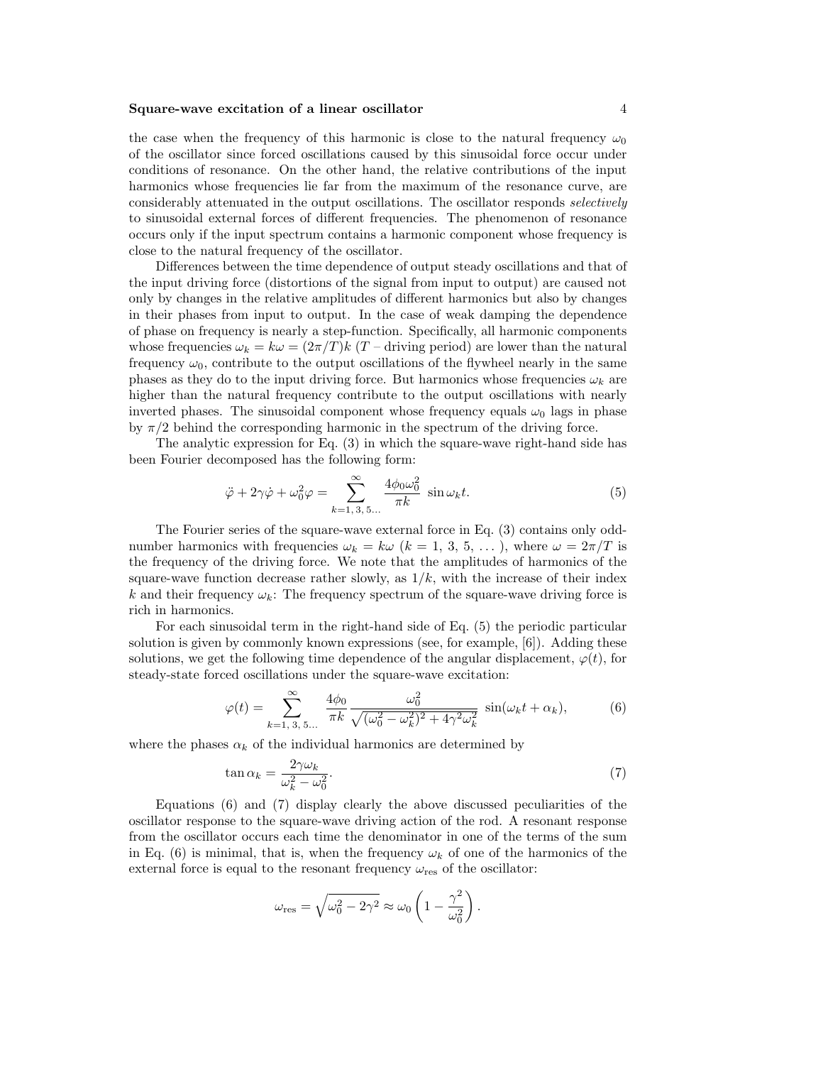the case when the frequency of this harmonic is close to the natural frequency $\omega_0$ of the oscillator since forced oscillations caused by this sinusoidal force occur under conditions of resonance. On the other hand, the relative contributions of the input harmonics whose frequencies lie far from the maximum of the resonance curve, are considerably attenuated in the output oscillations. The oscillator responds *selectively* to sinusoidal external forces of different frequencies. The phenomenon of resonance occurs only if the input spectrum contains a harmonic component whose frequency is close to the natural frequency of the oscillator.

Differences between the time dependence of output steady oscillations and that of the input driving force (distortions of the signal from input to output) are caused not only by changes in the relative amplitudes of different harmonics but also by changes in their phases from input to output. In the case of weak damping the dependence of phase on frequency is nearly a step-function. Specifically, all harmonic components whose frequencies $\omega_k = k\omega = (2\pi/T)k$ ($T$ – driving period) are lower than the natural frequency $\omega_0$, contribute to the output oscillations of the flywheel nearly in the same phases as they do to the input driving force. But harmonics whose frequencies $\omega_k$ are higher than the natural frequency contribute to the output oscillations with nearly inverted phases. The sinusoidal component whose frequency equals $\omega_0$ lags in phase by $\pi/2$ behind the corresponding harmonic in the spectrum of the driving force.

The analytic expression for Eq. (3) in which the square-wave right-hand side has been Fourier decomposed has the following form:

$$\ddot{\varphi} + 2\gamma\dot{\varphi} + \omega_0^2\varphi = \sum_{k=1,\,3,\,5\ldots}^{\infty} \frac{4\phi_0\omega_0^2}{\pi k}\,\sin\omega_k t. \tag{5}$$

The Fourier series of the square-wave external force in Eq. (3) contains only odd-number harmonics with frequencies $\omega_k = k\omega$ ($k = 1,\,3,\,5,\,\ldots$), where $\omega = 2\pi/T$ is the frequency of the driving force. We note that the amplitudes of harmonics of the square-wave function decrease rather slowly, as $1/k$, with the increase of their index $k$ and their frequency $\omega_k$: The frequency spectrum of the square-wave driving force is rich in harmonics.

For each sinusoidal term in the right-hand side of Eq. (5) the periodic particular solution is given by commonly known expressions (see, for example, [6]). Adding these solutions, we get the following time dependence of the angular displacement, $\varphi(t)$, for steady-state forced oscillations under the square-wave excitation:

$$\varphi(t) = \sum_{k=1,\,3,\,5\ldots}^{\infty} \frac{4\phi_0}{\pi k}\,\frac{\omega_0^2}{\sqrt{(\omega_0^2 - \omega_k^2)^2 + 4\gamma^2\omega_k^2}}\,\sin(\omega_k t + \alpha_k), \tag{6}$$

where the phases $\alpha_k$ of the individual harmonics are determined by

$$\tan\alpha_k = \frac{2\gamma\omega_k}{\omega_k^2 - \omega_0^2}. \tag{7}$$

Equations (6) and (7) display clearly the above discussed peculiarities of the oscillator response to the square-wave driving action of the rod. A resonant response from the oscillator occurs each time the denominator in one of the terms of the sum in Eq. (6) is minimal, that is, when the frequency $\omega_k$ of one of the harmonics of the external force is equal to the resonant frequency $\omega_{\text{res}}$ of the oscillator:

$$\omega_{\text{res}} = \sqrt{\omega_0^2 - 2\gamma^2} \approx \omega_0\left(1 - \frac{\gamma^2}{\omega_0^2}\right).$$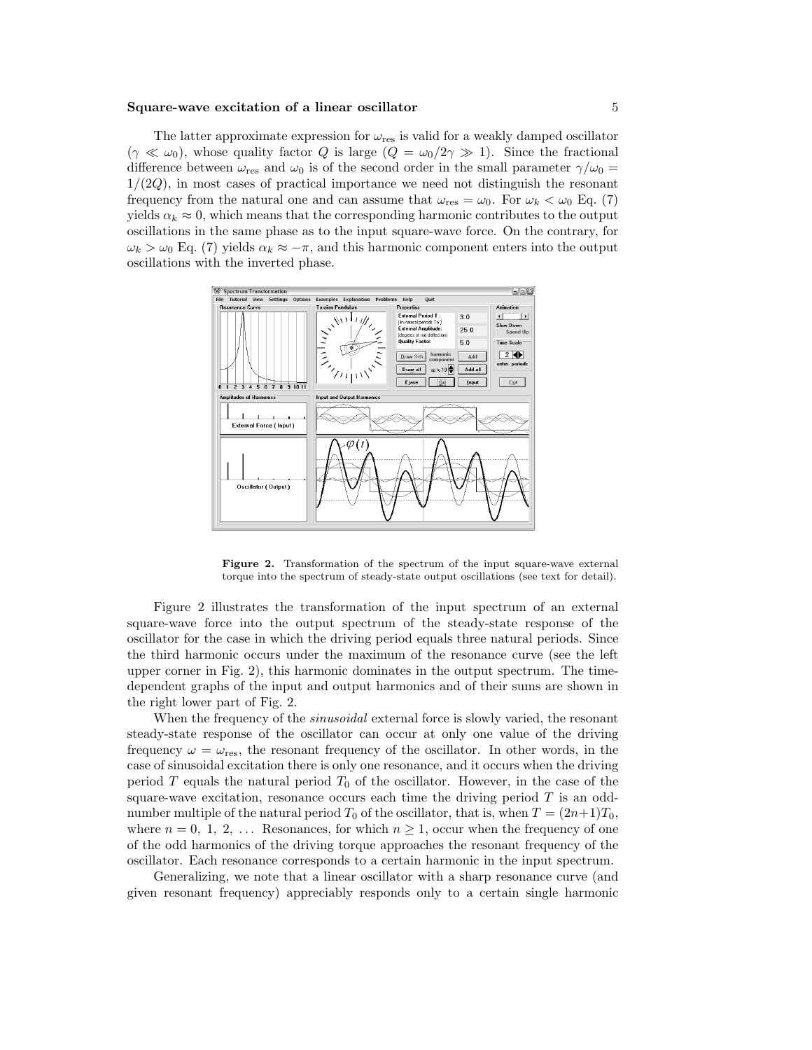The latter approximate expression for $\omega_{\rm res}$ is valid for a weakly damped oscillator ($\gamma \ll \omega_0$), whose quality factor $Q$ is large ($Q = \omega_0/2\gamma \gg 1$). Since the fractional difference between $\omega_{\rm res}$ and $\omega_0$ is of the second order in the small parameter $\gamma/\omega_0 = 1/(2Q)$, in most cases of practical importance we need not distinguish the resonant frequency from the natural one and can assume that $\omega_{\rm res} = \omega_0$. For $\omega_k < \omega_0$ Eq. (7) yields $\alpha_k \approx 0$, which means that the corresponding harmonic contributes to the output oscillations in the same phase as to the input square-wave force. On the contrary, for $\omega_k > \omega_0$ Eq. (7) yields $\alpha_k \approx -\pi$, and this harmonic component enters into the output oscillations with the inverted phase.

**Figure 2.** Transformation of the spectrum of the input square-wave external torque into the spectrum of steady-state output oscillations (see text for detail).

Figure 2 illustrates the transformation of the input spectrum of an external square-wave force into the output spectrum of the steady-state response of the oscillator for the case in which the driving period equals three natural periods. Since the third harmonic occurs under the maximum of the resonance curve (see the left upper corner in Fig. 2), this harmonic dominates in the output spectrum. The time-dependent graphs of the input and output harmonics and of their sums are shown in the right lower part of Fig. 2.

When the frequency of the *sinusoidal* external force is slowly varied, the resonant steady-state response of the oscillator can occur at only one value of the driving frequency $\omega = \omega_{\rm res}$, the resonant frequency of the oscillator. In other words, in the case of sinusoidal excitation there is only one resonance, and it occurs when the driving period $T$ equals the natural period $T_0$ of the oscillator. However, in the case of the square-wave excitation, resonance occurs each time the driving period $T$ is an odd-number multiple of the natural period $T_0$ of the oscillator, that is, when $T = (2n+1)T_0$, where $n = 0,\ 1,\ 2,\ \ldots$ Resonances, for which $n \geq 1$, occur when the frequency of one of the odd harmonics of the driving torque approaches the resonant frequency of the oscillator. Each resonance corresponds to a certain harmonic in the input spectrum.

Generalizing, we note that a linear oscillator with a sharp resonance curve (and given resonant frequency) appreciably responds only to a certain single harmonic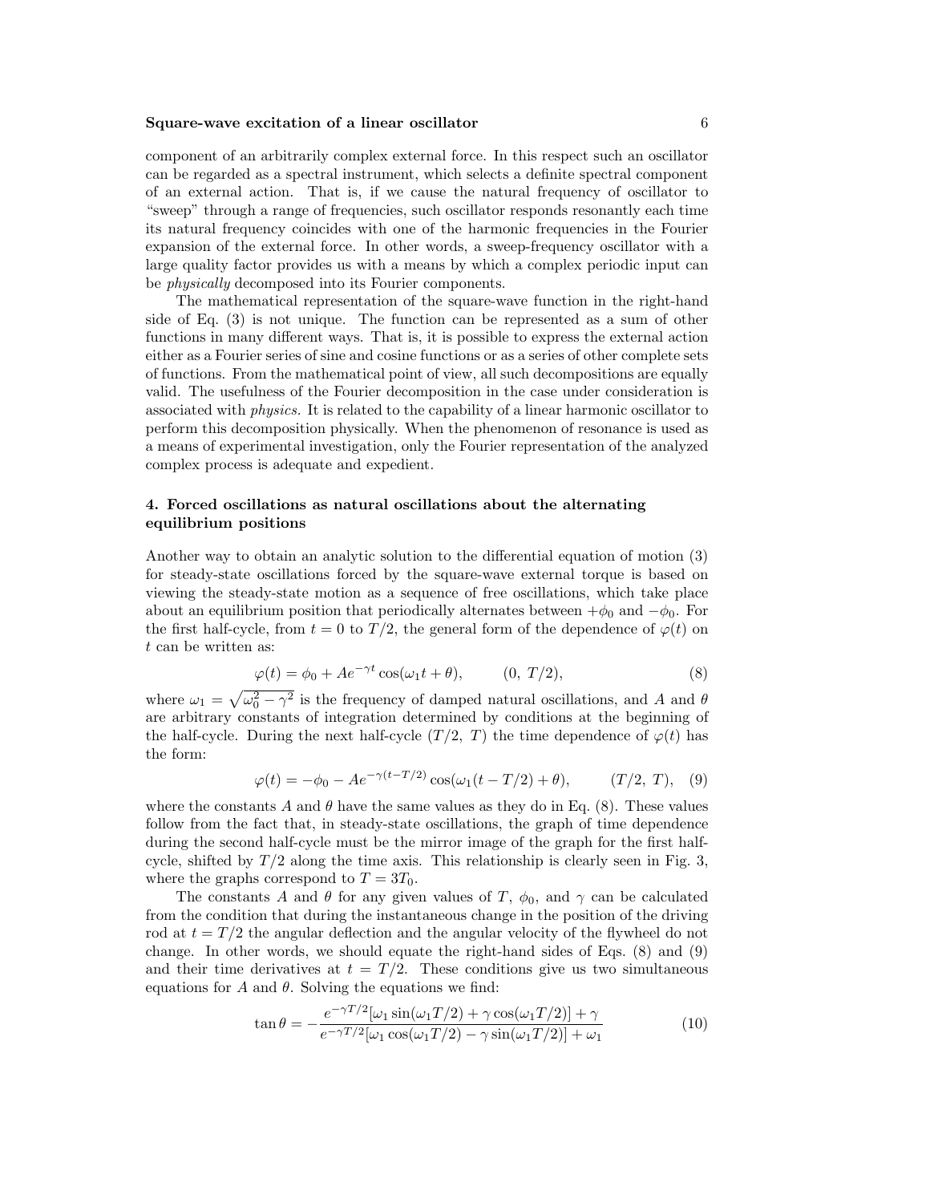component of an arbitrarily complex external force. In this respect such an oscillator can be regarded as a spectral instrument, which selects a definite spectral component of an external action. That is, if we cause the natural frequency of oscillator to "sweep" through a range of frequencies, such oscillator responds resonantly each time its natural frequency coincides with one of the harmonic frequencies in the Fourier expansion of the external force. In other words, a sweep-frequency oscillator with a large quality factor provides us with a means by which a complex periodic input can be *physically* decomposed into its Fourier components.

The mathematical representation of the square-wave function in the right-hand side of Eq. (3) is not unique. The function can be represented as a sum of other functions in many different ways. That is, it is possible to express the external action either as a Fourier series of sine and cosine functions or as a series of other complete sets of functions. From the mathematical point of view, all such decompositions are equally valid. The usefulness of the Fourier decomposition in the case under consideration is associated with *physics*. It is related to the capability of a linear harmonic oscillator to perform this decomposition physically. When the phenomenon of resonance is used as a means of experimental investigation, only the Fourier representation of the analyzed complex process is adequate and expedient.

## 4. Forced oscillations as natural oscillations about the alternating equilibrium positions

Another way to obtain an analytic solution to the differential equation of motion (3) for steady-state oscillations forced by the square-wave external torque is based on viewing the steady-state motion as a sequence of free oscillations, which take place about an equilibrium position that periodically alternates between $+\phi_0$ and $-\phi_0$. For the first half-cycle, from $t = 0$ to $T/2$, the general form of the dependence of $\varphi(t)$ on $t$ can be written as:

$$\varphi(t) = \phi_0 + Ae^{-\gamma t}\cos(\omega_1 t + \theta), \qquad (0,\ T/2), \tag{8}$$

where $\omega_1 = \sqrt{\omega_0^2 - \gamma^2}$ is the frequency of damped natural oscillations, and $A$ and $\theta$ are arbitrary constants of integration determined by conditions at the beginning of the half-cycle. During the next half-cycle $(T/2,\ T)$ the time dependence of $\varphi(t)$ has the form:

$$\varphi(t) = -\phi_0 - Ae^{-\gamma(t-T/2)}\cos(\omega_1(t - T/2) + \theta), \qquad (T/2,\ T), \tag{9}$$

where the constants $A$ and $\theta$ have the same values as they do in Eq. (8). These values follow from the fact that, in steady-state oscillations, the graph of time dependence during the second half-cycle must be the mirror image of the graph for the first half-cycle, shifted by $T/2$ along the time axis. This relationship is clearly seen in Fig. 3, where the graphs correspond to $T = 3T_0$.

The constants $A$ and $\theta$ for any given values of $T$, $\phi_0$, and $\gamma$ can be calculated from the condition that during the instantaneous change in the position of the driving rod at $t = T/2$ the angular deflection and the angular velocity of the flywheel do not change. In other words, we should equate the right-hand sides of Eqs. (8) and (9) and their time derivatives at $t = T/2$. These conditions give us two simultaneous equations for $A$ and $\theta$. Solving the equations we find:

$$\tan\theta = -\frac{e^{-\gamma T/2}[\omega_1 \sin(\omega_1 T/2) + \gamma\cos(\omega_1 T/2)] + \gamma}{e^{-\gamma T/2}[\omega_1 \cos(\omega_1 T/2) - \gamma\sin(\omega_1 T/2)] + \omega_1} \tag{10}$$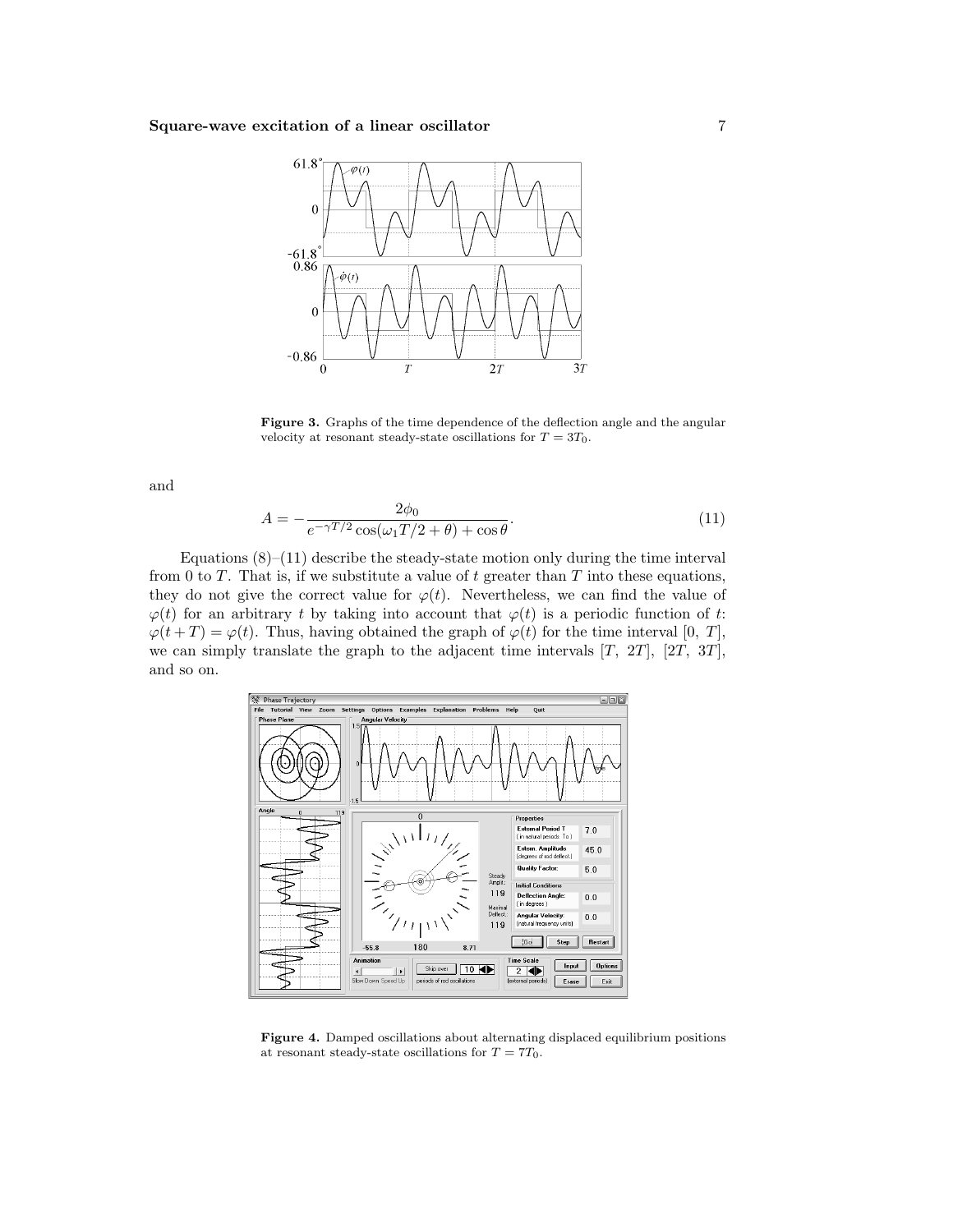Figure 3. Graphs of the time dependence of the deflection angle and the angular velocity at resonant steady-state oscillations for $T = 3T_0$.

and

$$A = -\frac{2\phi_0}{e^{-\gamma T/2}\cos(\omega_1 T/2 + \theta) + \cos\theta}. \tag{11}$$

Equations (8)–(11) describe the steady-state motion only during the time interval from 0 to $T$. That is, if we substitute a value of $t$ greater than $T$ into these equations, they do not give the correct value for $\varphi(t)$. Nevertheless, we can find the value of $\varphi(t)$ for an arbitrary $t$ by taking into account that $\varphi(t)$ is a periodic function of $t$: $\varphi(t+T) = \varphi(t)$. Thus, having obtained the graph of $\varphi(t)$ for the time interval [0, $T$], we can simply translate the graph to the adjacent time intervals [$T$, $2T$], [$2T$, $3T$], and so on.

Figure 4. Damped oscillations about alternating displaced equilibrium positions at resonant steady-state oscillations for $T = 7T_0$.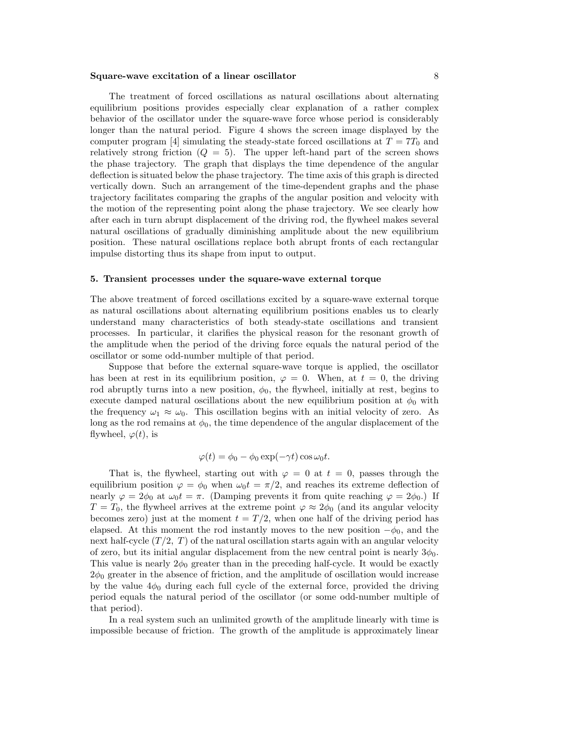The treatment of forced oscillations as natural oscillations about alternating equilibrium positions provides especially clear explanation of a rather complex behavior of the oscillator under the square-wave force whose period is considerably longer than the natural period. Figure 4 shows the screen image displayed by the computer program [4] simulating the steady-state forced oscillations at $T = 7T_0$ and relatively strong friction ($Q = 5$). The upper left-hand part of the screen shows the phase trajectory. The graph that displays the time dependence of the angular deflection is situated below the phase trajectory. The time axis of this graph is directed vertically down. Such an arrangement of the time-dependent graphs and the phase trajectory facilitates comparing the graphs of the angular position and velocity with the motion of the representing point along the phase trajectory. We see clearly how after each in turn abrupt displacement of the driving rod, the flywheel makes several natural oscillations of gradually diminishing amplitude about the new equilibrium position. These natural oscillations replace both abrupt fronts of each rectangular impulse distorting thus its shape from input to output.

## 5. Transient processes under the square-wave external torque

The above treatment of forced oscillations excited by a square-wave external torque as natural oscillations about alternating equilibrium positions enables us to clearly understand many characteristics of both steady-state oscillations and transient processes. In particular, it clarifies the physical reason for the resonant growth of the amplitude when the period of the driving force equals the natural period of the oscillator or some odd-number multiple of that period.

Suppose that before the external square-wave torque is applied, the oscillator has been at rest in its equilibrium position, $\varphi = 0$. When, at $t = 0$, the driving rod abruptly turns into a new position, $\phi_0$, the flywheel, initially at rest, begins to execute damped natural oscillations about the new equilibrium position at $\phi_0$ with the frequency $\omega_1 \approx \omega_0$. This oscillation begins with an initial velocity of zero. As long as the rod remains at $\phi_0$, the time dependence of the angular displacement of the flywheel, $\varphi(t)$, is

$$\varphi(t) = \phi_0 - \phi_0 \exp(-\gamma t) \cos \omega_0 t.$$

That is, the flywheel, starting out with $\varphi = 0$ at $t = 0$, passes through the equilibrium position $\varphi = \phi_0$ when $\omega_0 t = \pi/2$, and reaches its extreme deflection of nearly $\varphi = 2\phi_0$ at $\omega_0 t = \pi$. (Damping prevents it from quite reaching $\varphi = 2\phi_0$.) If $T = T_0$, the flywheel arrives at the extreme point $\varphi \approx 2\phi_0$ (and its angular velocity becomes zero) just at the moment $t = T/2$, when one half of the driving period has elapsed. At this moment the rod instantly moves to the new position $-\phi_0$, and the next half-cycle $(T/2,\ T)$ of the natural oscillation starts again with an angular velocity of zero, but its initial angular displacement from the new central point is nearly $3\phi_0$. This value is nearly $2\phi_0$ greater than in the preceding half-cycle. It would be exactly $2\phi_0$ greater in the absence of friction, and the amplitude of oscillation would increase by the value $4\phi_0$ during each full cycle of the external force, provided the driving period equals the natural period of the oscillator (or some odd-number multiple of that period).

In a real system such an unlimited growth of the amplitude linearly with time is impossible because of friction. The growth of the amplitude is approximately linear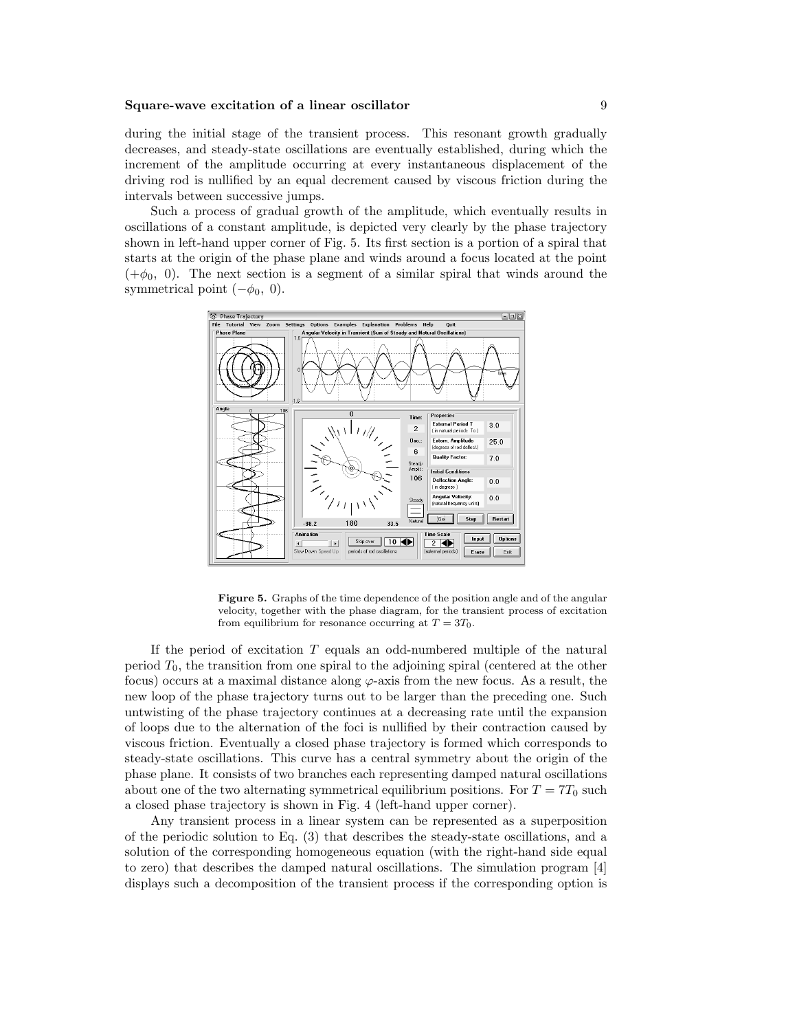during the initial stage of the transient process. This resonant growth gradually decreases, and steady-state oscillations are eventually established, during which the increment of the amplitude occurring at every instantaneous displacement of the driving rod is nullified by an equal decrement caused by viscous friction during the intervals between successive jumps.

Such a process of gradual growth of the amplitude, which eventually results in oscillations of a constant amplitude, is depicted very clearly by the phase trajectory shown in left-hand upper corner of Fig. 5. Its first section is a portion of a spiral that starts at the origin of the phase plane and winds around a focus located at the point $(+\phi_0,\ 0)$. The next section is a segment of a similar spiral that winds around the symmetrical point $(-\phi_0,\ 0)$.

**Figure 5.** Graphs of the time dependence of the position angle and of the angular velocity, together with the phase diagram, for the transient process of excitation from equilibrium for resonance occurring at $T = 3T_0$.

If the period of excitation $T$ equals an odd-numbered multiple of the natural period $T_0$, the transition from one spiral to the adjoining spiral (centered at the other focus) occurs at a maximal distance along $\varphi$-axis from the new focus. As a result, the new loop of the phase trajectory turns out to be larger than the preceding one. Such untwisting of the phase trajectory continues at a decreasing rate until the expansion of loops due to the alternation of the foci is nullified by their contraction caused by viscous friction. Eventually a closed phase trajectory is formed which corresponds to steady-state oscillations. This curve has a central symmetry about the origin of the phase plane. It consists of two branches each representing damped natural oscillations about one of the two alternating symmetrical equilibrium positions. For $T = 7T_0$ such a closed phase trajectory is shown in Fig. 4 (left-hand upper corner).

Any transient process in a linear system can be represented as a superposition of the periodic solution to Eq. (3) that describes the steady-state oscillations, and a solution of the corresponding homogeneous equation (with the right-hand side equal to zero) that describes the damped natural oscillations. The simulation program [4] displays such a decomposition of the transient process if the corresponding option is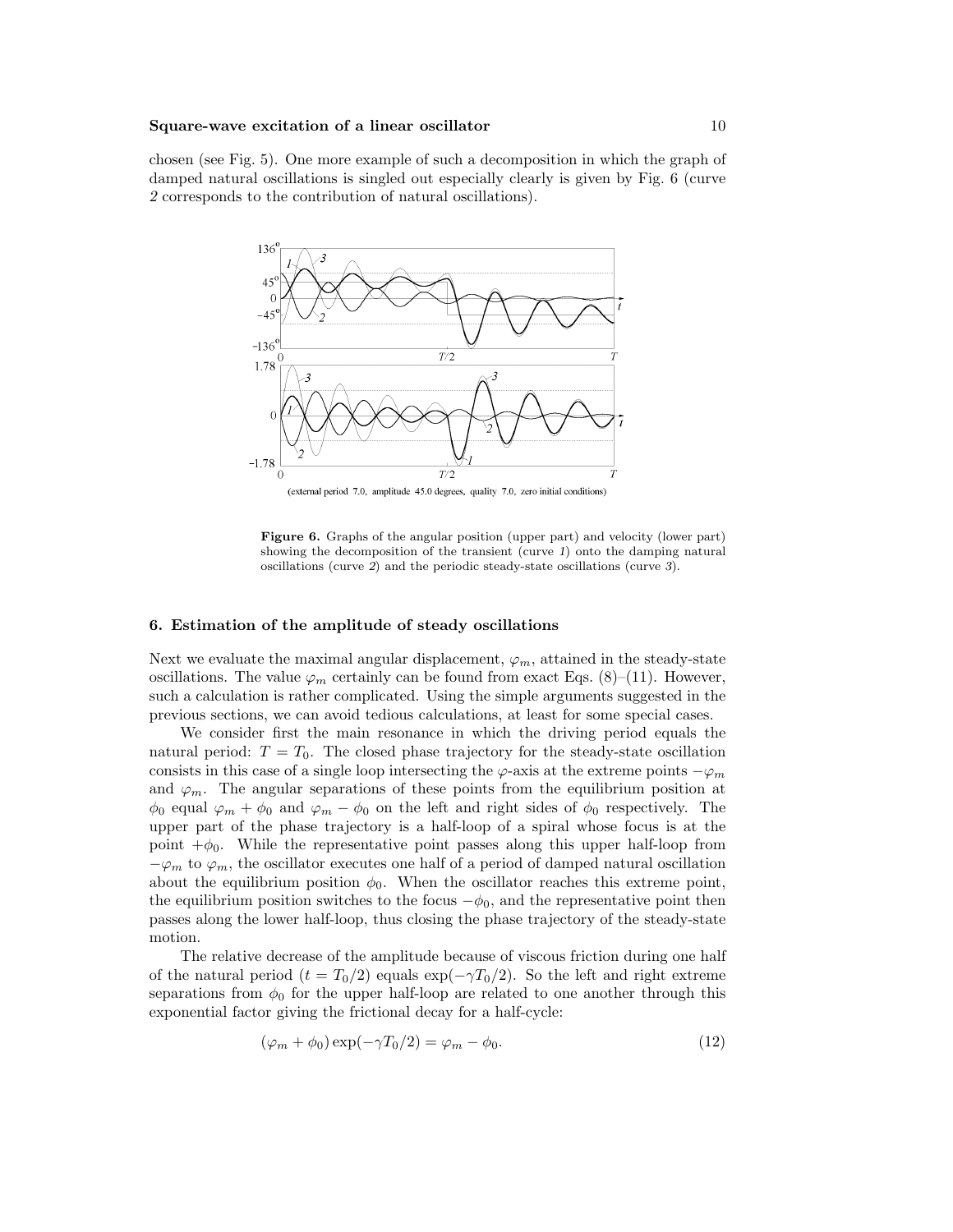chosen (see Fig. 5). One more example of such a decomposition in which the graph of damped natural oscillations is singled out especially clearly is given by Fig. 6 (curve *2* corresponds to the contribution of natural oscillations).

**Figure 6.** Graphs of the angular position (upper part) and velocity (lower part) showing the decomposition of the transient (curve *1*) onto the damping natural oscillations (curve *2*) and the periodic steady-state oscillations (curve *3*).

## 6. Estimation of the amplitude of steady oscillations

Next we evaluate the maximal angular displacement, $\varphi_m$, attained in the steady-state oscillations. The value $\varphi_m$ certainly can be found from exact Eqs. (8)–(11). However, such a calculation is rather complicated. Using the simple arguments suggested in the previous sections, we can avoid tedious calculations, at least for some special cases.

We consider first the main resonance in which the driving period equals the natural period: $T = T_0$. The closed phase trajectory for the steady-state oscillation consists in this case of a single loop intersecting the $\varphi$-axis at the extreme points $-\varphi_m$ and $\varphi_m$. The angular separations of these points from the equilibrium position at $\phi_0$ equal $\varphi_m + \phi_0$ and $\varphi_m - \phi_0$ on the left and right sides of $\phi_0$ respectively. The upper part of the phase trajectory is a half-loop of a spiral whose focus is at the point $+\phi_0$. While the representative point passes along this upper half-loop from $-\varphi_m$ to $\varphi_m$, the oscillator executes one half of a period of damped natural oscillation about the equilibrium position $\phi_0$. When the oscillator reaches this extreme point, the equilibrium position switches to the focus $-\phi_0$, and the representative point then passes along the lower half-loop, thus closing the phase trajectory of the steady-state motion.

The relative decrease of the amplitude because of viscous friction during one half of the natural period ($t = T_0/2$) equals $\exp(-\gamma T_0/2)$. So the left and right extreme separations from $\phi_0$ for the upper half-loop are related to one another through this exponential factor giving the frictional decay for a half-cycle:

$$(\varphi_m + \phi_0)\exp(-\gamma T_0/2) = \varphi_m - \phi_0. \tag{12}$$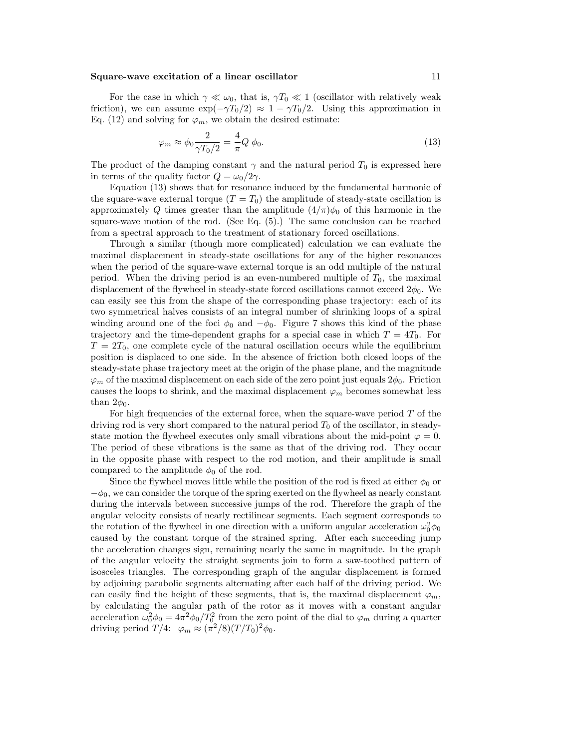For the case in which $\gamma \ll \omega_0$, that is, $\gamma T_0 \ll 1$ (oscillator with relatively weak friction), we can assume $\exp(-\gamma T_0/2) \approx 1 - \gamma T_0/2$. Using this approximation in Eq. (12) and solving for $\varphi_m$, we obtain the desired estimate:

$$\varphi_m \approx \phi_0 \frac{2}{\gamma T_0/2} = \frac{4}{\pi} Q \; \phi_0. \tag{13}$$

The product of the damping constant $\gamma$ and the natural period $T_0$ is expressed here in terms of the quality factor $Q = \omega_0/2\gamma$.

Equation (13) shows that for resonance induced by the fundamental harmonic of the square-wave external torque ($T = T_0$) the amplitude of steady-state oscillation is approximately $Q$ times greater than the amplitude $(4/\pi)\phi_0$ of this harmonic in the square-wave motion of the rod. (See Eq. (5).) The same conclusion can be reached from a spectral approach to the treatment of stationary forced oscillations.

Through a similar (though more complicated) calculation we can evaluate the maximal displacement in steady-state oscillations for any of the higher resonances when the period of the square-wave external torque is an odd multiple of the natural period. When the driving period is an even-numbered multiple of $T_0$, the maximal displacement of the flywheel in steady-state forced oscillations cannot exceed $2\phi_0$. We can easily see this from the shape of the corresponding phase trajectory: each of its two symmetrical halves consists of an integral number of shrinking loops of a spiral winding around one of the foci $\phi_0$ and $-\phi_0$. Figure 7 shows this kind of the phase trajectory and the time-dependent graphs for a special case in which $T = 4T_0$. For $T = 2T_0$, one complete cycle of the natural oscillation occurs while the equilibrium position is displaced to one side. In the absence of friction both closed loops of the steady-state phase trajectory meet at the origin of the phase plane, and the magnitude $\varphi_m$ of the maximal displacement on each side of the zero point just equals $2\phi_0$. Friction causes the loops to shrink, and the maximal displacement $\varphi_m$ becomes somewhat less than $2\phi_0$.

For high frequencies of the external force, when the square-wave period $T$ of the driving rod is very short compared to the natural period $T_0$ of the oscillator, in steady-state motion the flywheel executes only small vibrations about the mid-point $\varphi = 0$. The period of these vibrations is the same as that of the driving rod. They occur in the opposite phase with respect to the rod motion, and their amplitude is small compared to the amplitude $\phi_0$ of the rod.

Since the flywheel moves little while the position of the rod is fixed at either $\phi_0$ or $-\phi_0$, we can consider the torque of the spring exerted on the flywheel as nearly constant during the intervals between successive jumps of the rod. Therefore the graph of the angular velocity consists of nearly rectilinear segments. Each segment corresponds to the rotation of the flywheel in one direction with a uniform angular acceleration $\omega_0^2\phi_0$ caused by the constant torque of the strained spring. After each succeeding jump the acceleration changes sign, remaining nearly the same in magnitude. In the graph of the angular velocity the straight segments join to form a saw-toothed pattern of isosceles triangles. The corresponding graph of the angular displacement is formed by adjoining parabolic segments alternating after each half of the driving period. We can easily find the height of these segments, that is, the maximal displacement $\varphi_m$, by calculating the angular path of the rotor as it moves with a constant angular acceleration $\omega_0^2\phi_0 = 4\pi^2\phi_0/T_0^2$ from the zero point of the dial to $\varphi_m$ during a quarter driving period $T/4$: $\varphi_m \approx (\pi^2/8)(T/T_0)^2\phi_0$.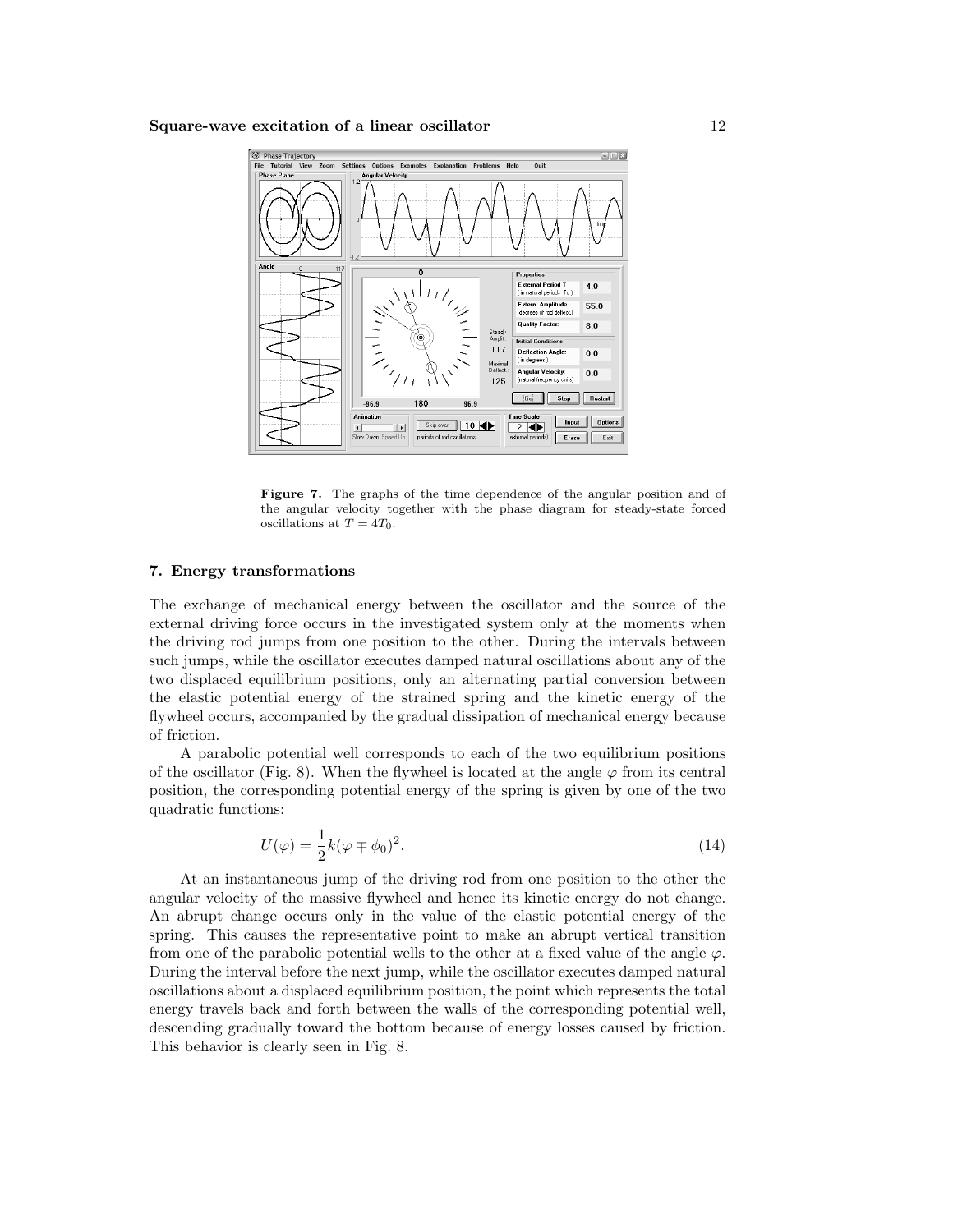**Figure 7.** The graphs of the time dependence of the angular position and of the angular velocity together with the phase diagram for steady-state forced oscillations at $T = 4T_0$.

## 7. Energy transformations

The exchange of mechanical energy between the oscillator and the source of the external driving force occurs in the investigated system only at the moments when the driving rod jumps from one position to the other. During the intervals between such jumps, while the oscillator executes damped natural oscillations about any of the two displaced equilibrium positions, only an alternating partial conversion between the elastic potential energy of the strained spring and the kinetic energy of the flywheel occurs, accompanied by the gradual dissipation of mechanical energy because of friction.

A parabolic potential well corresponds to each of the two equilibrium positions of the oscillator (Fig. 8). When the flywheel is located at the angle $\varphi$ from its central position, the corresponding potential energy of the spring is given by one of the two quadratic functions:

$$U(\varphi) = \frac{1}{2}k(\varphi \mp \phi_0)^2. \tag{14}$$

At an instantaneous jump of the driving rod from one position to the other the angular velocity of the massive flywheel and hence its kinetic energy do not change. An abrupt change occurs only in the value of the elastic potential energy of the spring. This causes the representative point to make an abrupt vertical transition from one of the parabolic potential wells to the other at a fixed value of the angle $\varphi$. During the interval before the next jump, while the oscillator executes damped natural oscillations about a displaced equilibrium position, the point which represents the total energy travels back and forth between the walls of the corresponding potential well, descending gradually toward the bottom because of energy losses caused by friction. This behavior is clearly seen in Fig. 8.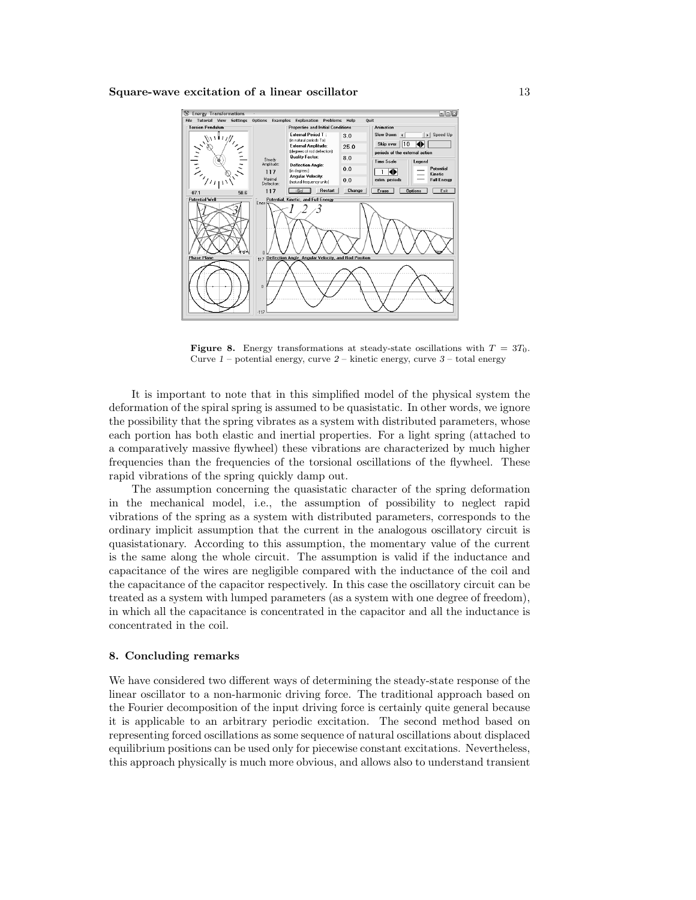**Figure 8.** Energy transformations at steady-state oscillations with $T = 3T_0$. Curve *1* – potential energy, curve *2* – kinetic energy, curve *3* – total energy

It is important to note that in this simplified model of the physical system the deformation of the spiral spring is assumed to be quasistatic. In other words, we ignore the possibility that the spring vibrates as a system with distributed parameters, whose each portion has both elastic and inertial properties. For a light spring (attached to a comparatively massive flywheel) these vibrations are characterized by much higher frequencies than the frequencies of the torsional oscillations of the flywheel. These rapid vibrations of the spring quickly damp out.

The assumption concerning the quasistatic character of the spring deformation in the mechanical model, i.e., the assumption of possibility to neglect rapid vibrations of the spring as a system with distributed parameters, corresponds to the ordinary implicit assumption that the current in the analogous oscillatory circuit is quasistationary. According to this assumption, the momentary value of the current is the same along the whole circuit. The assumption is valid if the inductance and capacitance of the wires are negligible compared with the inductance of the coil and the capacitance of the capacitor respectively. In this case the oscillatory circuit can be treated as a system with lumped parameters (as a system with one degree of freedom), in which all the capacitance is concentrated in the capacitor and all the inductance is concentrated in the coil.

## 8. Concluding remarks

We have considered two different ways of determining the steady-state response of the linear oscillator to a non-harmonic driving force. The traditional approach based on the Fourier decomposition of the input driving force is certainly quite general because it is applicable to an arbitrary periodic excitation. The second method based on representing forced oscillations as some sequence of natural oscillations about displaced equilibrium positions can be used only for piecewise constant excitations. Nevertheless, this approach physically is much more obvious, and allows also to understand transient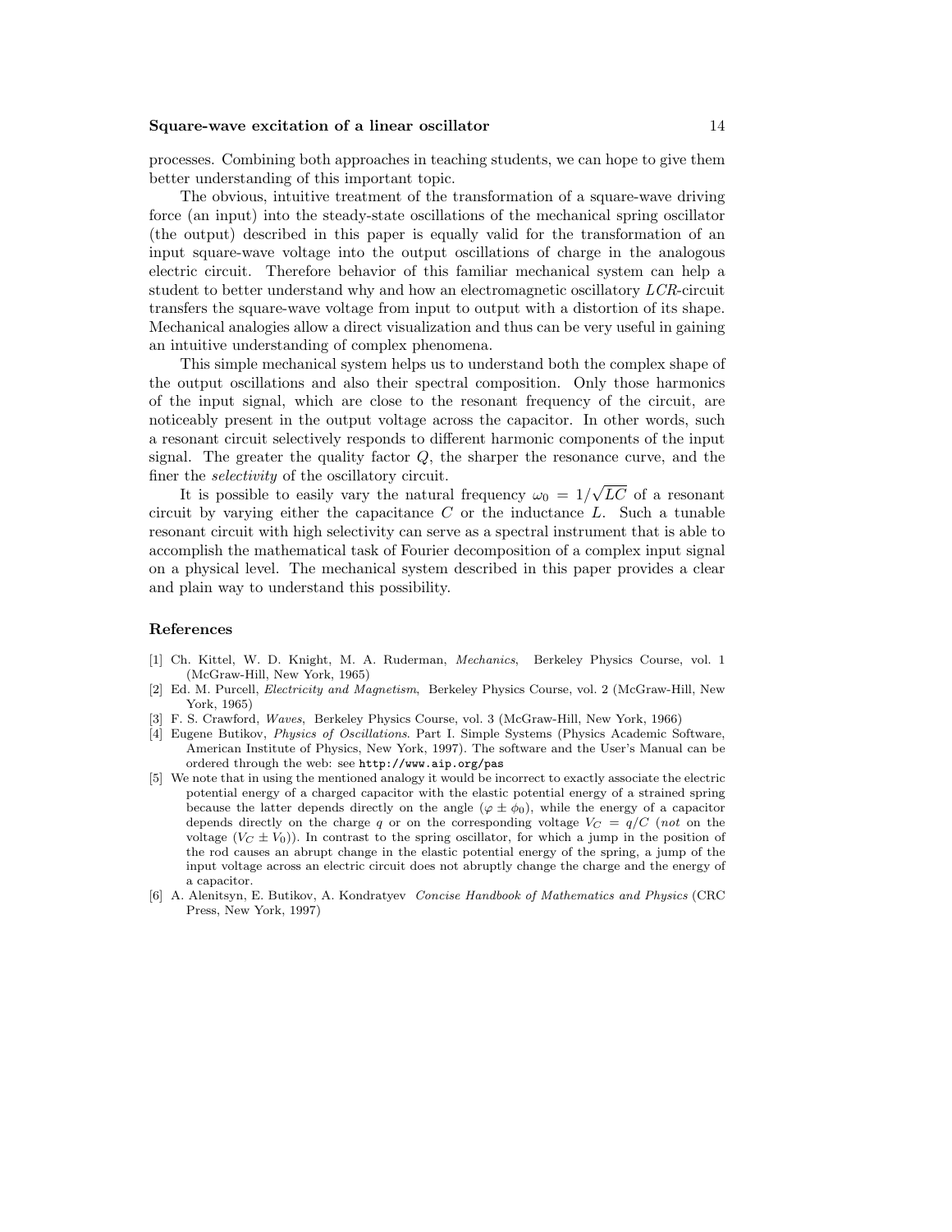processes. Combining both approaches in teaching students, we can hope to give them better understanding of this important topic.

The obvious, intuitive treatment of the transformation of a square-wave driving force (an input) into the steady-state oscillations of the mechanical spring oscillator (the output) described in this paper is equally valid for the transformation of an input square-wave voltage into the output oscillations of charge in the analogous electric circuit. Therefore behavior of this familiar mechanical system can help a student to better understand why and how an electromagnetic oscillatory *LCR*-circuit transfers the square-wave voltage from input to output with a distortion of its shape. Mechanical analogies allow a direct visualization and thus can be very useful in gaining an intuitive understanding of complex phenomena.

This simple mechanical system helps us to understand both the complex shape of the output oscillations and also their spectral composition. Only those harmonics of the input signal, which are close to the resonant frequency of the circuit, are noticeably present in the output voltage across the capacitor. In other words, such a resonant circuit selectively responds to different harmonic components of the input signal. The greater the quality factor $Q$, the sharper the resonance curve, and the finer the *selectivity* of the oscillatory circuit.

It is possible to easily vary the natural frequency $\omega_0 = 1/\sqrt{LC}$ of a resonant circuit by varying either the capacitance $C$ or the inductance $L$. Such a tunable resonant circuit with high selectivity can serve as a spectral instrument that is able to accomplish the mathematical task of Fourier decomposition of a complex input signal on a physical level. The mechanical system described in this paper provides a clear and plain way to understand this possibility.

## References

[1] Ch. Kittel, W. D. Knight, M. A. Ruderman, *Mechanics*, Berkeley Physics Course, vol. 1 (McGraw-Hill, New York, 1965)

[2] Ed. M. Purcell, *Electricity and Magnetism*, Berkeley Physics Course, vol. 2 (McGraw-Hill, New York, 1965)

[3] F. S. Crawford, *Waves*, Berkeley Physics Course, vol. 3 (McGraw-Hill, New York, 1966)

[4] Eugene Butikov, *Physics of Oscillations*. Part I. Simple Systems (Physics Academic Software, American Institute of Physics, New York, 1997). The software and the User's Manual can be ordered through the web: see `http://www.aip.org/pas`

[5] We note that in using the mentioned analogy it would be incorrect to exactly associate the electric potential energy of a charged capacitor with the elastic potential energy of a strained spring because the latter depends directly on the angle $(\varphi \pm \phi_0)$, while the energy of a capacitor depends directly on the charge $q$ or on the corresponding voltage $V_C = q/C$ (*not* on the voltage $(V_C \pm V_0)$). In contrast to the spring oscillator, for which a jump in the position of the rod causes an abrupt change in the elastic potential energy of the spring, a jump of the input voltage across an electric circuit does not abruptly change the charge and the energy of a capacitor.

[6] A. Alenitsyn, E. Butikov, A. Kondratyev *Concise Handbook of Mathematics and Physics* (CRC Press, New York, 1997)